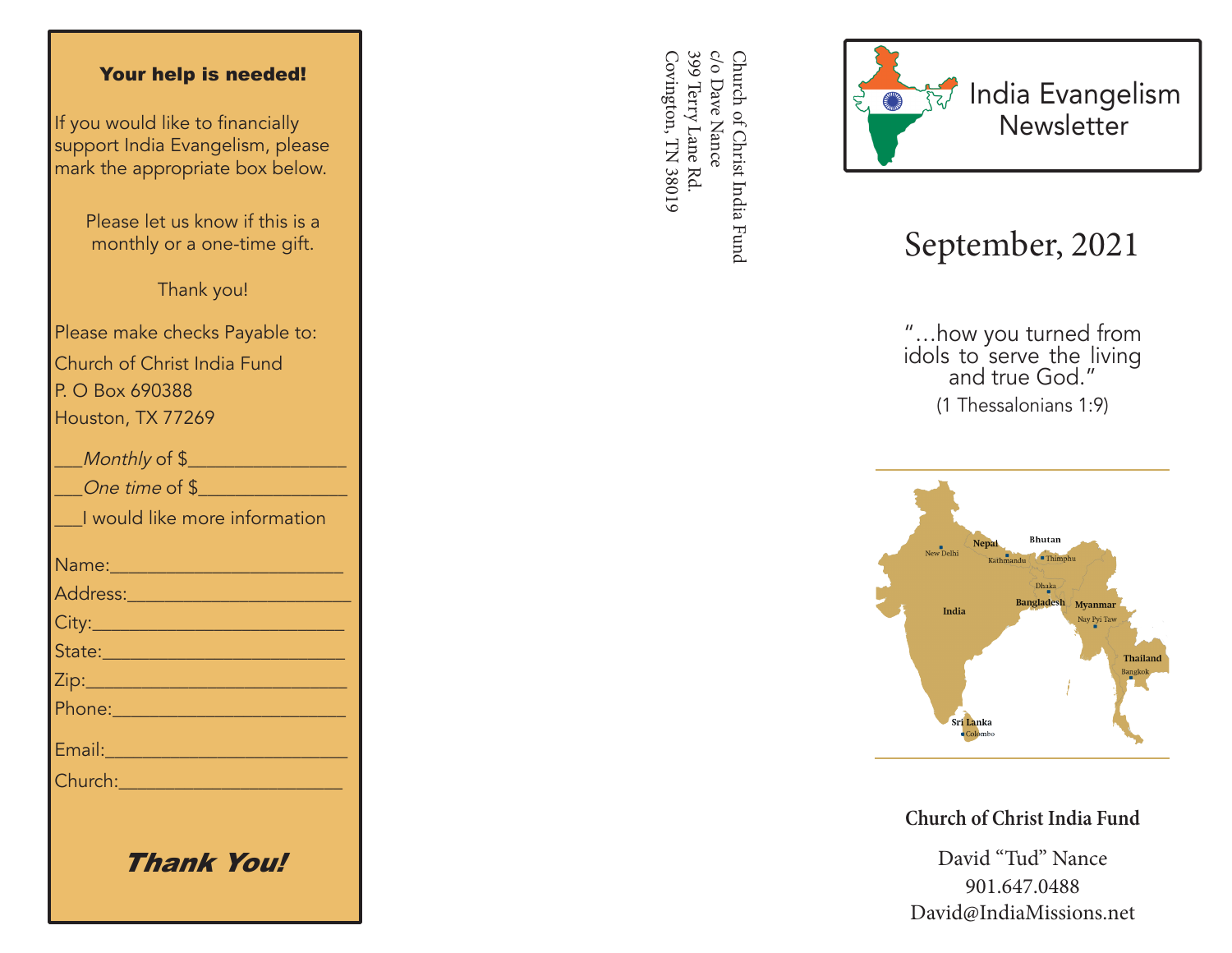## Your help is needed!

If you would like to financially support India Evangelism, please mark the appropriate box below.

Please let us know if this is a monthly or a one-time gift.

Thank you!

Please make checks Payable to:
Church of Christ India Fund
P. O Box 690388
Houston, TX 77269

___*Monthly* of $________________
___*One time* of $_______________
___I would like more information

Name:________________________
Address:______________________
City:_________________________
State:________________________
Zip:__________________________
Phone:_______________________
Email:________________________
Church:______________________

***Thank You!***

Church of Christ India Fund
c/o Dave Nance
399 Terry Lane Rd.
Covington, TN 38019

# India Evangelism Newsletter

## September, 2021

"…how you turned from idols to serve the living and true God."
(1 Thessalonians 1:9)

India, Nepal, Bhutan, Bangladesh, Myanmar, Thailand, Sri Lanka — New Delhi, Kathmandu, Thimphu, Dhaka, Nay Pyi Taw, Bangkok, Colombo

**Church of Christ India Fund**

David "Tud" Nance
901.647.0488
David@IndiaMissions.net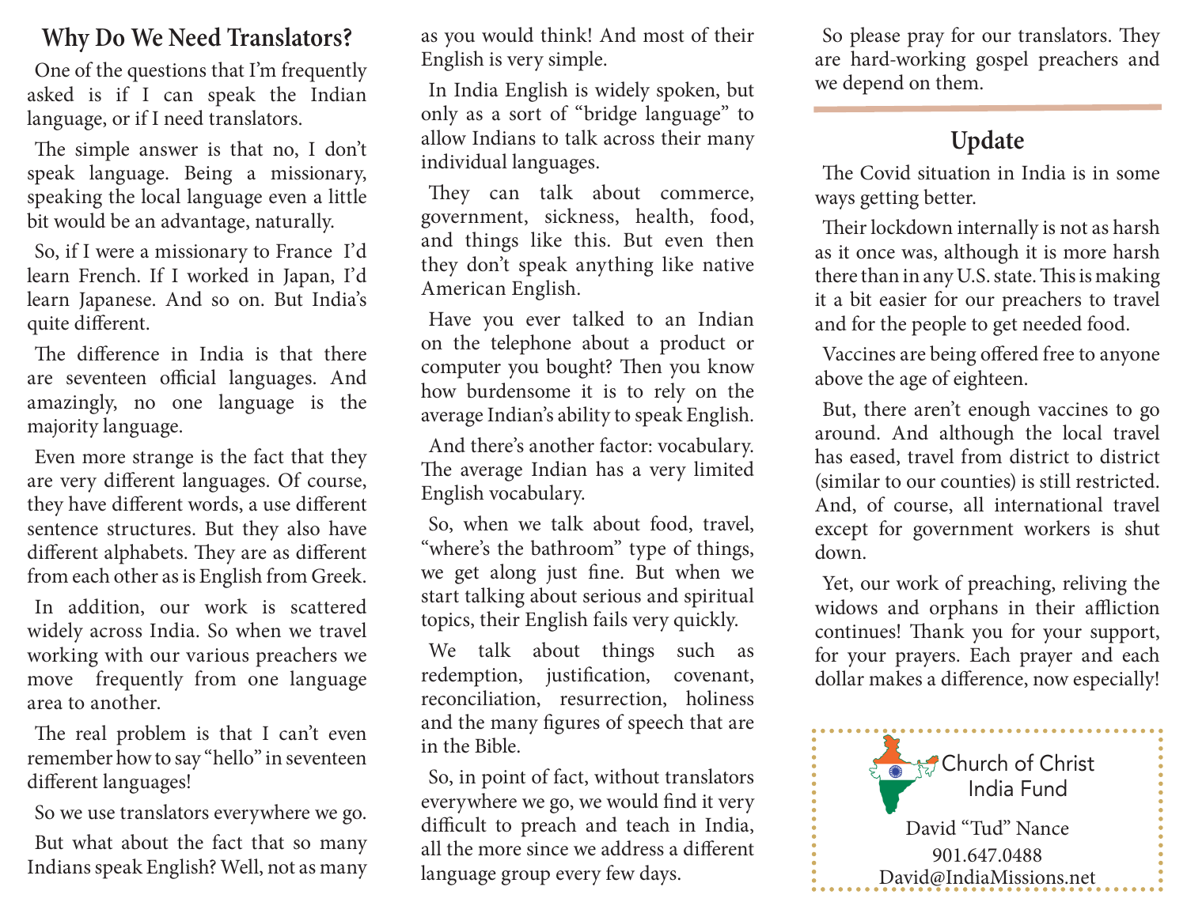## Why Do We Need Translators?

One of the questions that I'm frequently asked is if I can speak the Indian language, or if I need translators.

The simple answer is that no, I don't speak language. Being a missionary, speaking the local language even a little bit would be an advantage, naturally.

So, if I were a missionary to France I'd learn French. If I worked in Japan, I'd learn Japanese. And so on. But India's quite different.

The difference in India is that there are seventeen official languages. And amazingly, no one language is the majority language.

Even more strange is the fact that they are very different languages. Of course, they have different words, a use different sentence structures. But they also have different alphabets. They are as different from each other as is English from Greek.

In addition, our work is scattered widely across India. So when we travel working with our various preachers we move frequently from one language area to another.

The real problem is that I can't even remember how to say "hello" in seventeen different languages!

So we use translators everywhere we go.

But what about the fact that so many Indians speak English? Well, not as many as you would think! And most of their English is very simple.

In India English is widely spoken, but only as a sort of "bridge language" to allow Indians to talk across their many individual languages.

They can talk about commerce, government, sickness, health, food, and things like this. But even then they don't speak anything like native American English.

Have you ever talked to an Indian on the telephone about a product or computer you bought? Then you know how burdensome it is to rely on the average Indian's ability to speak English.

And there's another factor: vocabulary. The average Indian has a very limited English vocabulary.

So, when we talk about food, travel, "where's the bathroom" type of things, we get along just fine. But when we start talking about serious and spiritual topics, their English fails very quickly.

We talk about things such as redemption, justification, covenant, reconciliation, resurrection, holiness and the many figures of speech that are in the Bible.

So, in point of fact, without translators everywhere we go, we would find it very difficult to preach and teach in India, all the more since we address a different language group every few days.

So please pray for our translators. They are hard-working gospel preachers and we depend on them.

## Update

The Covid situation in India is in some ways getting better.

Their lockdown internally is not as harsh as it once was, although it is more harsh there than in any U.S. state. This is making it a bit easier for our preachers to travel and for the people to get needed food.

Vaccines are being offered free to anyone above the age of eighteen.

But, there aren't enough vaccines to go around. And although the local travel has eased, travel from district to district (similar to our counties) is still restricted. And, of course, all international travel except for government workers is shut down.

Yet, our work of preaching, reliving the widows and orphans in their affliction continues! Thank you for your support, for your prayers. Each prayer and each dollar makes a difference, now especially!

Church of Christ
India Fund

David "Tud" Nance
901.647.0488
David@IndiaMissions.net